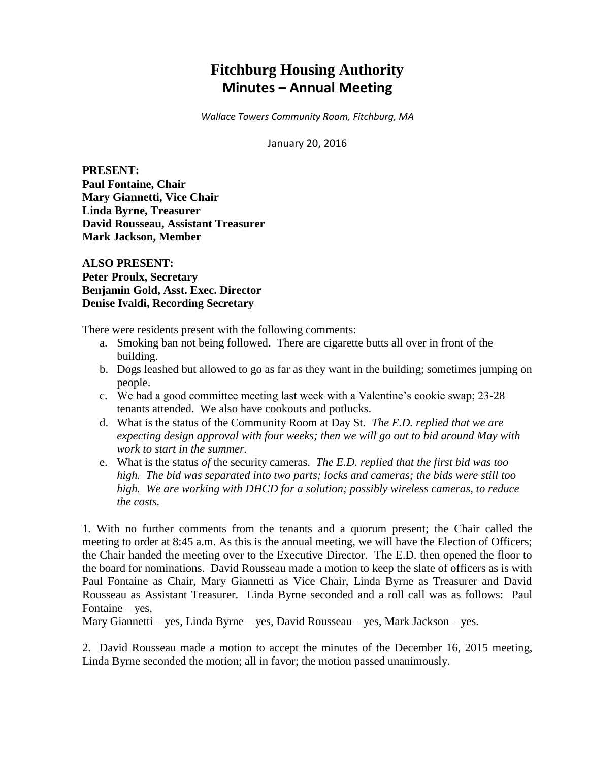# Fitchburg Housing Authority
## Minutes – Annual Meeting

*Wallace Towers Community Room, Fitchburg, MA*

January 20, 2016

**PRESENT:**
**Paul Fontaine, Chair**
**Mary Giannetti, Vice Chair**
**Linda Byrne, Treasurer**
**David Rousseau, Assistant Treasurer**
**Mark Jackson, Member**

**ALSO PRESENT:**
**Peter Proulx, Secretary**
**Benjamin Gold, Asst. Exec. Director**
**Denise Ivaldi, Recording Secretary**

There were residents present with the following comments:

a. Smoking ban not being followed. There are cigarette butts all over in front of the building.
b. Dogs leashed but allowed to go as far as they want in the building; sometimes jumping on people.
c. We had a good committee meeting last week with a Valentine's cookie swap; 23-28 tenants attended. We also have cookouts and potlucks.
d. What is the status of the Community Room at Day St. *The E.D. replied that we are expecting design approval with four weeks; then we will go out to bid around May with work to start in the summer.*
e. What is the status *of* the security cameras. *The E.D. replied that the first bid was too high. The bid was separated into two parts; locks and cameras; the bids were still too high. We are working with DHCD for a solution; possibly wireless cameras, to reduce the costs.*

1. With no further comments from the tenants and a quorum present; the Chair called the meeting to order at 8:45 a.m. As this is the annual meeting, we will have the Election of Officers; the Chair handed the meeting over to the Executive Director. The E.D. then opened the floor to the board for nominations. David Rousseau made a motion to keep the slate of officers as is with Paul Fontaine as Chair, Mary Giannetti as Vice Chair, Linda Byrne as Treasurer and David Rousseau as Assistant Treasurer. Linda Byrne seconded and a roll call was as follows: Paul Fontaine – yes,
Mary Giannetti – yes, Linda Byrne – yes, David Rousseau – yes, Mark Jackson – yes.

2. David Rousseau made a motion to accept the minutes of the December 16, 2015 meeting, Linda Byrne seconded the motion; all in favor; the motion passed unanimously.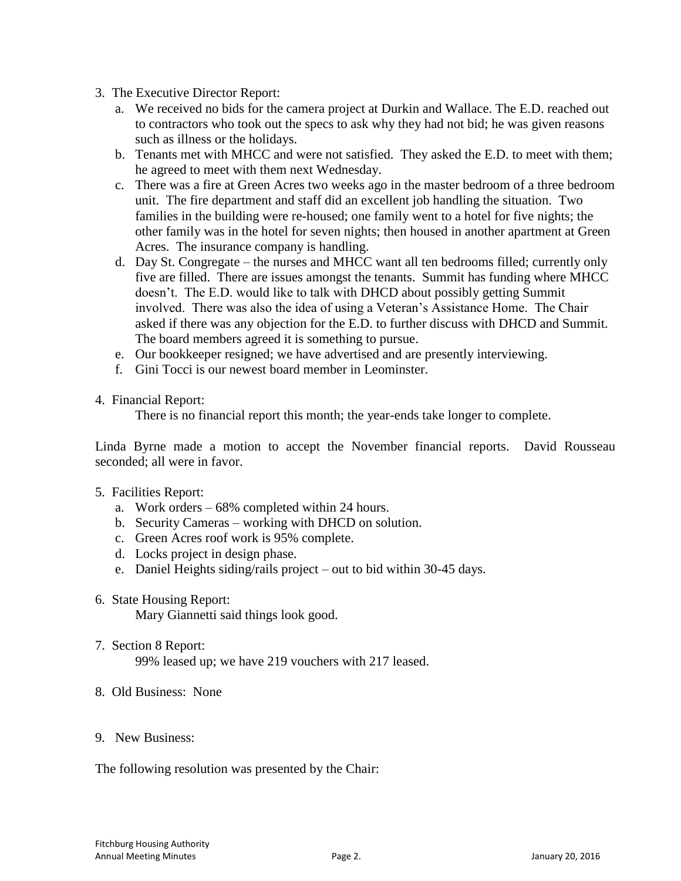3. The Executive Director Report:
   a. We received no bids for the camera project at Durkin and Wallace. The E.D. reached out to contractors who took out the specs to ask why they had not bid; he was given reasons such as illness or the holidays.
   b. Tenants met with MHCC and were not satisfied. They asked the E.D. to meet with them; he agreed to meet with them next Wednesday.
   c. There was a fire at Green Acres two weeks ago in the master bedroom of a three bedroom unit. The fire department and staff did an excellent job handling the situation. Two families in the building were re-housed; one family went to a hotel for five nights; the other family was in the hotel for seven nights; then housed in another apartment at Green Acres. The insurance company is handling.
   d. Day St. Congregate – the nurses and MHCC want all ten bedrooms filled; currently only five are filled. There are issues amongst the tenants. Summit has funding where MHCC doesn't. The E.D. would like to talk with DHCD about possibly getting Summit involved. There was also the idea of using a Veteran's Assistance Home. The Chair asked if there was any objection for the E.D. to further discuss with DHCD and Summit. The board members agreed it is something to pursue.
   e. Our bookkeeper resigned; we have advertised and are presently interviewing.
   f. Gini Tocci is our newest board member in Leominster.

4. Financial Report:

   There is no financial report this month; the year-ends take longer to complete.

Linda Byrne made a motion to accept the November financial reports. David Rousseau seconded; all were in favor.

5. Facilities Report:
   a. Work orders – 68% completed within 24 hours.
   b. Security Cameras – working with DHCD on solution.
   c. Green Acres roof work is 95% complete.
   d. Locks project in design phase.
   e. Daniel Heights siding/rails project – out to bid within 30-45 days.

6. State Housing Report:

   Mary Giannetti said things look good.

7. Section 8 Report:

   99% leased up; we have 219 vouchers with 217 leased.

8. Old Business: None

9. New Business:

The following resolution was presented by the Chair: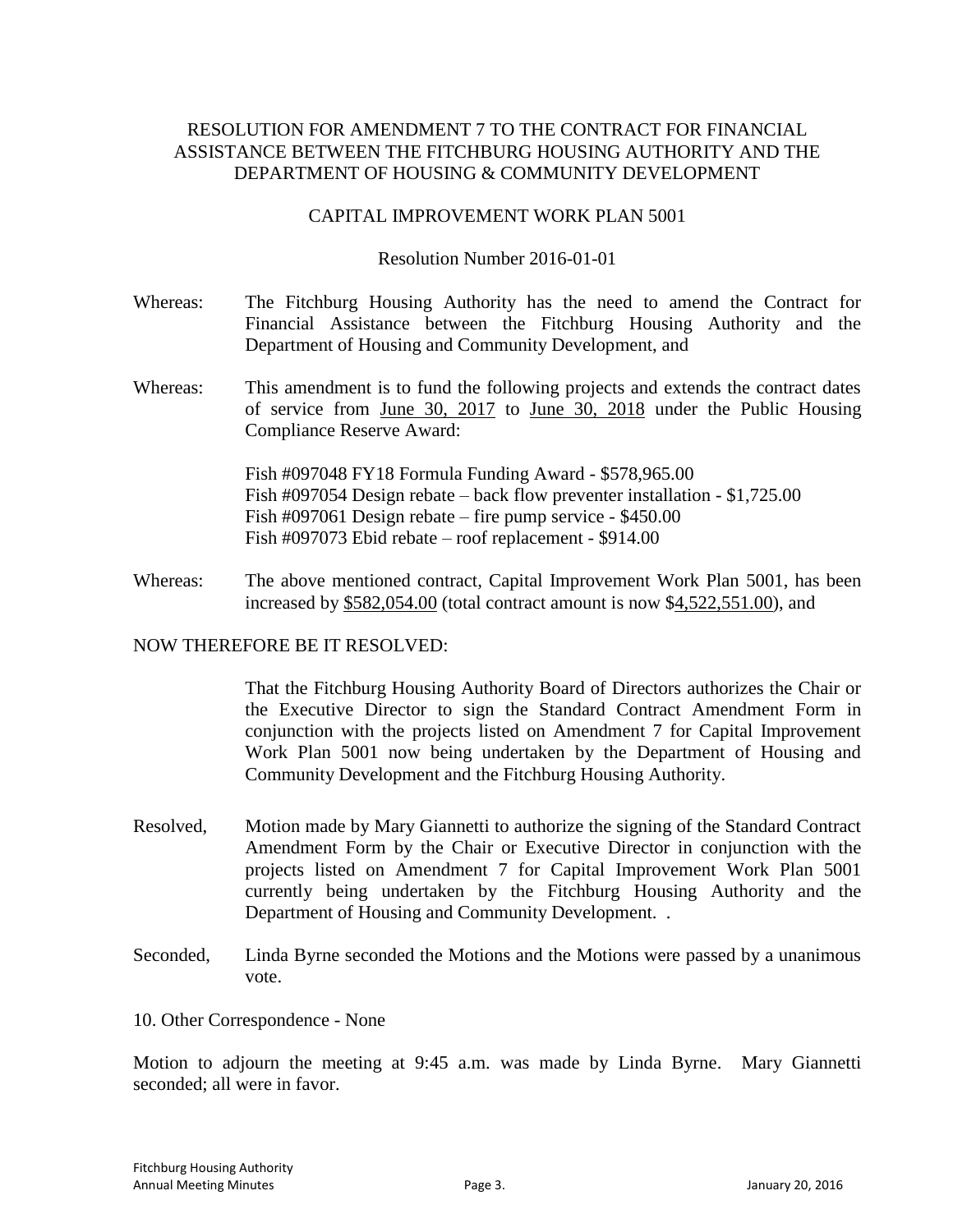RESOLUTION FOR AMENDMENT 7 TO THE CONTRACT FOR FINANCIAL ASSISTANCE BETWEEN THE FITCHBURG HOUSING AUTHORITY AND THE DEPARTMENT OF HOUSING & COMMUNITY DEVELOPMENT

CAPITAL IMPROVEMENT WORK PLAN 5001

Resolution Number 2016-01-01

Whereas: The Fitchburg Housing Authority has the need to amend the Contract for Financial Assistance between the Fitchburg Housing Authority and the Department of Housing and Community Development, and

Whereas: This amendment is to fund the following projects and extends the contract dates of service from June 30, 2017 to June 30, 2018 under the Public Housing Compliance Reserve Award:

Fish #097048 FY18 Formula Funding Award - $578,965.00
Fish #097054 Design rebate – back flow preventer installation - $1,725.00
Fish #097061 Design rebate – fire pump service - $450.00
Fish #097073 Ebid rebate – roof replacement - $914.00

Whereas: The above mentioned contract, Capital Improvement Work Plan 5001, has been increased by $582,054.00 (total contract amount is now $4,522,551.00), and

NOW THEREFORE BE IT RESOLVED:

That the Fitchburg Housing Authority Board of Directors authorizes the Chair or the Executive Director to sign the Standard Contract Amendment Form in conjunction with the projects listed on Amendment 7 for Capital Improvement Work Plan 5001 now being undertaken by the Department of Housing and Community Development and the Fitchburg Housing Authority.

Resolved, Motion made by Mary Giannetti to authorize the signing of the Standard Contract Amendment Form by the Chair or Executive Director in conjunction with the projects listed on Amendment 7 for Capital Improvement Work Plan 5001 currently being undertaken by the Fitchburg Housing Authority and the Department of Housing and Community Development. .

Seconded, Linda Byrne seconded the Motions and the Motions were passed by a unanimous vote.

10. Other Correspondence - None

Motion to adjourn the meeting at 9:45 a.m. was made by Linda Byrne. Mary Giannetti seconded; all were in favor.